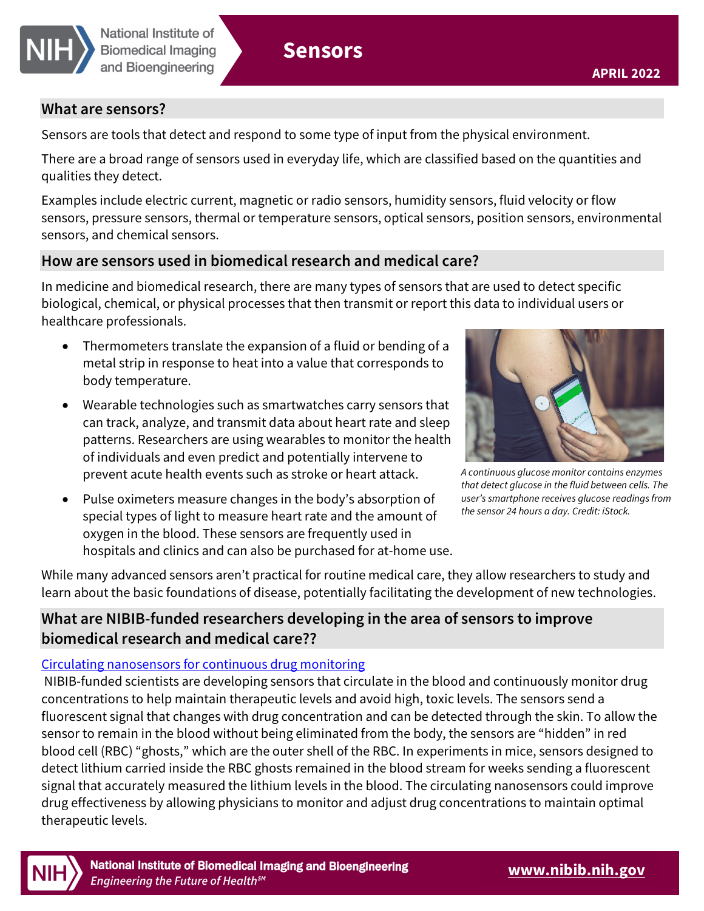# Sensors

APRIL 2022

## What are sensors?

Sensors are tools that detect and respond to some type of input from the physical environment.

There are a broad range of sensors used in everyday life, which are classified based on the quantities and qualities they detect.

Examples include electric current, magnetic or radio sensors, humidity sensors, fluid velocity or flow sensors, pressure sensors, thermal or temperature sensors, optical sensors, position sensors, environmental sensors, and chemical sensors.

## How are sensors used in biomedical research and medical care?

In medicine and biomedical research, there are many types of sensors that are used to detect specific biological, chemical, or physical processes that then transmit or report this data to individual users or healthcare professionals.

- Thermometers translate the expansion of a fluid or bending of a metal strip in response to heat into a value that corresponds to body temperature.
- Wearable technologies such as smartwatches carry sensors that can track, analyze, and transmit data about heart rate and sleep patterns. Researchers are using wearables to monitor the health of individuals and even predict and potentially intervene to prevent acute health events such as stroke or heart attack.
- Pulse oximeters measure changes in the body's absorption of special types of light to measure heart rate and the amount of oxygen in the blood. These sensors are frequently used in hospitals and clinics and can also be purchased for at-home use.

*A continuous glucose monitor contains enzymes that detect glucose in the fluid between cells. The user's smartphone receives glucose readings from the sensor 24 hours a day. Credit: iStock.*

While many advanced sensors aren't practical for routine medical care, they allow researchers to study and learn about the basic foundations of disease, potentially facilitating the development of new technologies.

## What are NIBIB-funded researchers developing in the area of sensors to improve biomedical research and medical care??

### Circulating nanosensors for continuous drug monitoring

NIBIB-funded scientists are developing sensors that circulate in the blood and continuously monitor drug concentrations to help maintain therapeutic levels and avoid high, toxic levels. The sensors send a fluorescent signal that changes with drug concentration and can be detected through the skin. To allow the sensor to remain in the blood without being eliminated from the body, the sensors are "hidden" in red blood cell (RBC) "ghosts," which are the outer shell of the RBC. In experiments in mice, sensors designed to detect lithium carried inside the RBC ghosts remained in the blood stream for weeks sending a fluorescent signal that accurately measured the lithium levels in the blood. The circulating nanosensors could improve drug effectiveness by allowing physicians to monitor and adjust drug concentrations to maintain optimal therapeutic levels.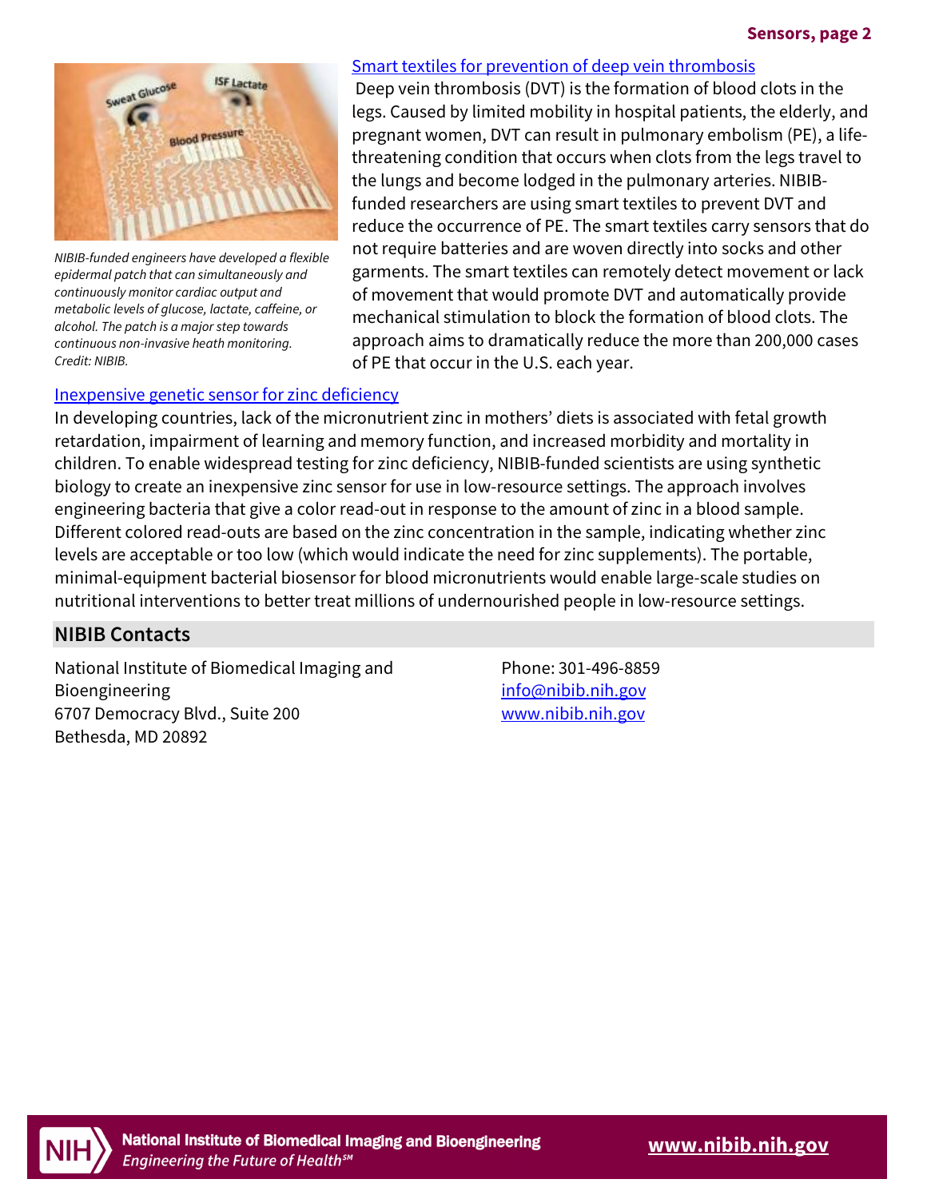*NIBIB-funded engineers have developed a flexible epidermal patch that can simultaneously and continuously monitor cardiac output and metabolic levels of glucose, lactate, caffeine, or alcohol. The patch is a major step towards continuous non-invasive heath monitoring. Credit: NIBIB.*

### Smart textiles for prevention of deep vein thrombosis

Deep vein thrombosis (DVT) is the formation of blood clots in the legs. Caused by limited mobility in hospital patients, the elderly, and pregnant women, DVT can result in pulmonary embolism (PE), a life-threatening condition that occurs when clots from the legs travel to the lungs and become lodged in the pulmonary arteries. NIBIB-funded researchers are using smart textiles to prevent DVT and reduce the occurrence of PE. The smart textiles carry sensors that do not require batteries and are woven directly into socks and other garments. The smart textiles can remotely detect movement or lack of movement that would promote DVT and automatically provide mechanical stimulation to block the formation of blood clots. The approach aims to dramatically reduce the more than 200,000 cases of PE that occur in the U.S. each year.

### Inexpensive genetic sensor for zinc deficiency

In developing countries, lack of the micronutrient zinc in mothers' diets is associated with fetal growth retardation, impairment of learning and memory function, and increased morbidity and mortality in children. To enable widespread testing for zinc deficiency, NIBIB-funded scientists are using synthetic biology to create an inexpensive zinc sensor for use in low-resource settings. The approach involves engineering bacteria that give a color read-out in response to the amount of zinc in a blood sample. Different colored read-outs are based on the zinc concentration in the sample, indicating whether zinc levels are acceptable or too low (which would indicate the need for zinc supplements). The portable, minimal-equipment bacterial biosensor for blood micronutrients would enable large-scale studies on nutritional interventions to better treat millions of undernourished people in low-resource settings.

## NIBIB Contacts

National Institute of Biomedical Imaging and Bioengineering
6707 Democracy Blvd., Suite 200
Bethesda, MD 20892

Phone: 301-496-8859
info@nibib.nih.gov
www.nibib.nih.gov